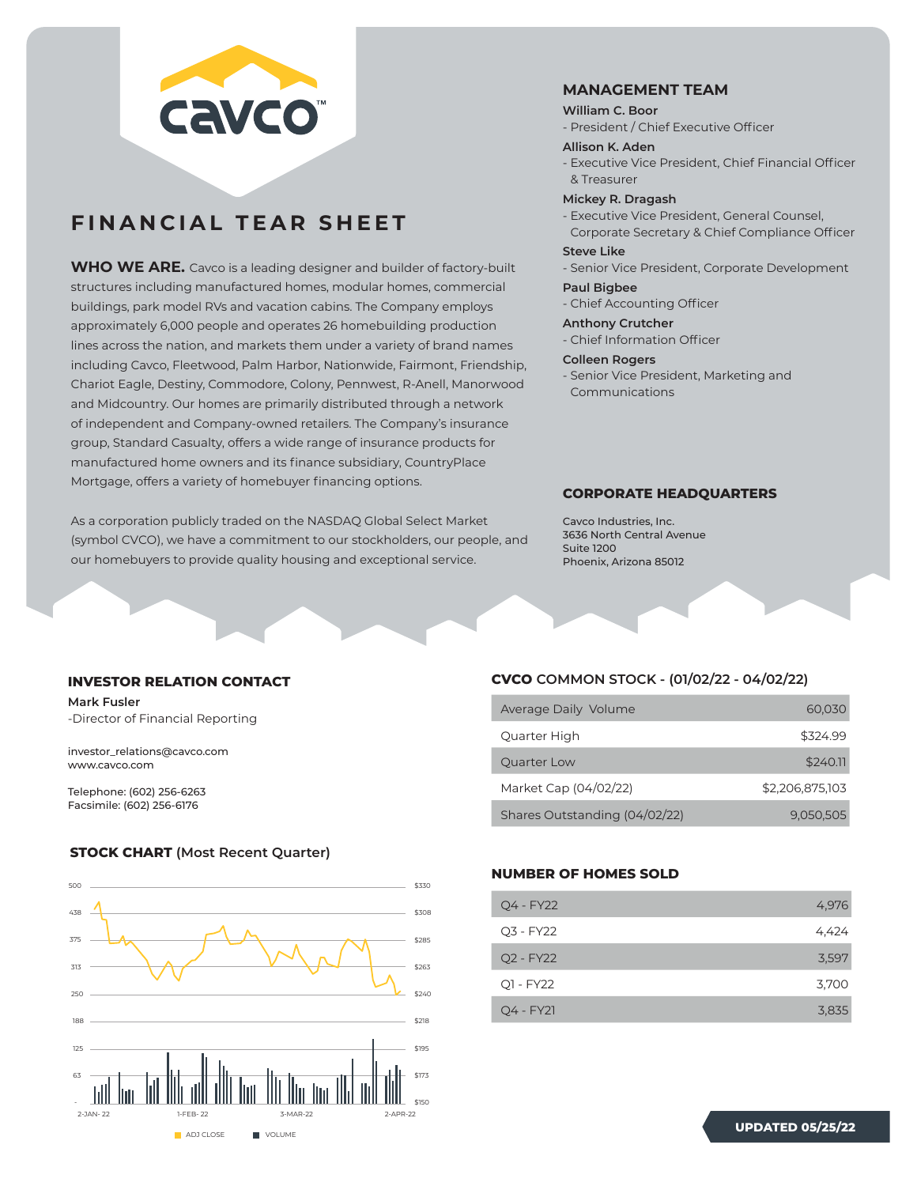# FINANCIAL TEAR SHEET

**WHO WE ARE.** Cavco is a leading designer and builder of factory-built structures including manufactured homes, modular homes, commercial buildings, park model RVs and vacation cabins. The Company employs approximately 6,000 people and operates 26 homebuilding production lines across the nation, and markets them under a variety of brand names including Cavco, Fleetwood, Palm Harbor, Nationwide, Fairmont, Friendship, Chariot Eagle, Destiny, Commodore, Colony, Pennwest, R-Anell, Manorwood and Midcountry. Our homes are primarily distributed through a network of independent and Company-owned retailers. The Company's insurance group, Standard Casualty, offers a wide range of insurance products for manufactured home owners and its finance subsidiary, CountryPlace Mortgage, offers a variety of homebuyer financing options.

As a corporation publicly traded on the NASDAQ Global Select Market (symbol CVCO), we have a commitment to our stockholders, our people, and our homebuyers to provide quality housing and exceptional service.

## MANAGEMENT TEAM

**William C. Boor**
- President / Chief Executive Officer

**Allison K. Aden**
- Executive Vice President, Chief Financial Officer & Treasurer

**Mickey R. Dragash**
- Executive Vice President, General Counsel, Corporate Secretary & Chief Compliance Officer

**Steve Like**
- Senior Vice President, Corporate Development

**Paul Bigbee**
- Chief Accounting Officer

**Anthony Crutcher**
- Chief Information Officer

**Colleen Rogers**
- Senior Vice President, Marketing and Communications

## CORPORATE HEADQUARTERS

Cavco Industries, Inc.
3636 North Central Avenue
Suite 1200
Phoenix, Arizona 85012

## INVESTOR RELATION CONTACT

**Mark Fusler**
-Director of Financial Reporting

investor_relations@cavco.com
www.cavco.com

Telephone: (602) 256-6263
Facsimile: (602) 256-6176

## STOCK CHART (Most Recent Quarter)

## CVCO COMMON STOCK - (01/02/22 - 04/02/22)

| | |
|---|---|
| Average Daily Volume | 60,030 |
| Quarter High | $324.99 |
| Quarter Low | $240.11 |
| Market Cap (04/02/22) | $2,206,875,103 |
| Shares Outstanding (04/02/22) | 9,050,505 |

## NUMBER OF HOMES SOLD

| | |
|---|---|
| Q4 - FY22 | 4,976 |
| Q3 - FY22 | 4,424 |
| Q2 - FY22 | 3,597 |
| Q1 - FY22 | 3,700 |
| Q4 - FY21 | 3,835 |

**UPDATED 05/25/22**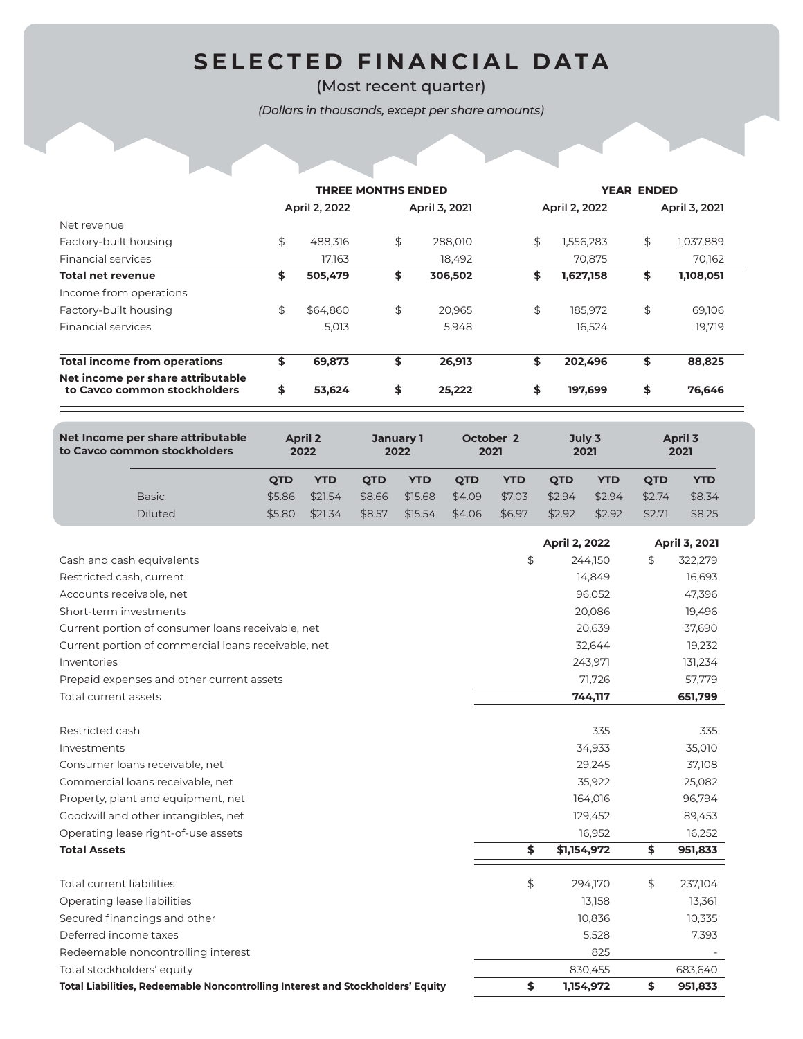# SELECTED FINANCIAL DATA

(Most recent quarter)

*(Dollars in thousands, except per share amounts)*

| | THREE MONTHS ENDED | | YEAR ENDED | |
|---|---|---|---|---|
| | April 2, 2022 | April 3, 2021 | April 2, 2022 | April 3, 2021 |
| Net revenue | | | | |
| Factory-built housing | $ 488,316 | $ 288,010 | $ 1,556,283 | $ 1,037,889 |
| Financial services | 17,163 | 18,492 | 70,875 | 70,162 |
| **Total net revenue** | **$ 505,479** | **$ 306,502** | **$ 1,627,158** | **$ 1,108,051** |
| Income from operations | | | | |
| Factory-built housing | $ $64,860 | $ 20,965 | $ 185,972 | $ 69,106 |
| Financial services | 5,013 | 5,948 | 16,524 | 19,719 |
| **Total income from operations** | **$ 69,873** | **$ 26,913** | **$ 202,496** | **$ 88,825** |
| **Net income per share attributable to Cavco common stockholders** | **$ 53,624** | **$ 25,222** | **$ 197,699** | **$ 76,646** |

| Net Income per share attributable to Cavco common stockholders | April 2 2022 | | January 1 2022 | | October 2 2021 | | July 3 2021 | | April 3 2021 | |
|---|---|---|---|---|---|---|---|---|---|---|
| | QTD | YTD | QTD | YTD | QTD | YTD | QTD | YTD | QTD | YTD |
| Basic | $5.86 | $21.54 | $8.66 | $15.68 | $4.09 | $7.03 | $2.94 | $2.94 | $2.74 | $8.34 |
| Diluted | $5.80 | $21.34 | $8.57 | $15.54 | $4.06 | $6.97 | $2.92 | $2.92 | $2.71 | $8.25 |

| | April 2, 2022 | April 3, 2021 |
|---|---|---|
| Cash and cash equivalents | $ 244,150 | $ 322,279 |
| Restricted cash, current | 14,849 | 16,693 |
| Accounts receivable, net | 96,052 | 47,396 |
| Short-term investments | 20,086 | 19,496 |
| Current portion of consumer loans receivable, net | 20,639 | 37,690 |
| Current portion of commercial loans receivable, net | 32,644 | 19,232 |
| Inventories | 243,971 | 131,234 |
| Prepaid expenses and other current assets | 71,726 | 57,779 |
| Total current assets | **744,117** | **651,799** |
| Restricted cash | 335 | 335 |
| Investments | 34,933 | 35,010 |
| Consumer loans receivable, net | 29,245 | 37,108 |
| Commercial loans receivable, net | 35,922 | 25,082 |
| Property, plant and equipment, net | 164,016 | 96,794 |
| Goodwill and other intangibles, net | 129,452 | 89,453 |
| Operating lease right-of-use assets | 16,952 | 16,252 |
| **Total Assets** | **$ $1,154,972** | **$ 951,833** |
| Total current liabilities | $ 294,170 | $ 237,104 |
| Operating lease liabilities | 13,158 | 13,361 |
| Secured financings and other | 10,836 | 10,335 |
| Deferred income taxes | 5,528 | 7,393 |
| Redeemable noncontrolling interest | 825 | - |
| Total stockholders' equity | 830,455 | 683,640 |
| **Total Liabilities, Redeemable Noncontrolling Interest and Stockholders' Equity** | **$ 1,154,972** | **$ 951,833** |